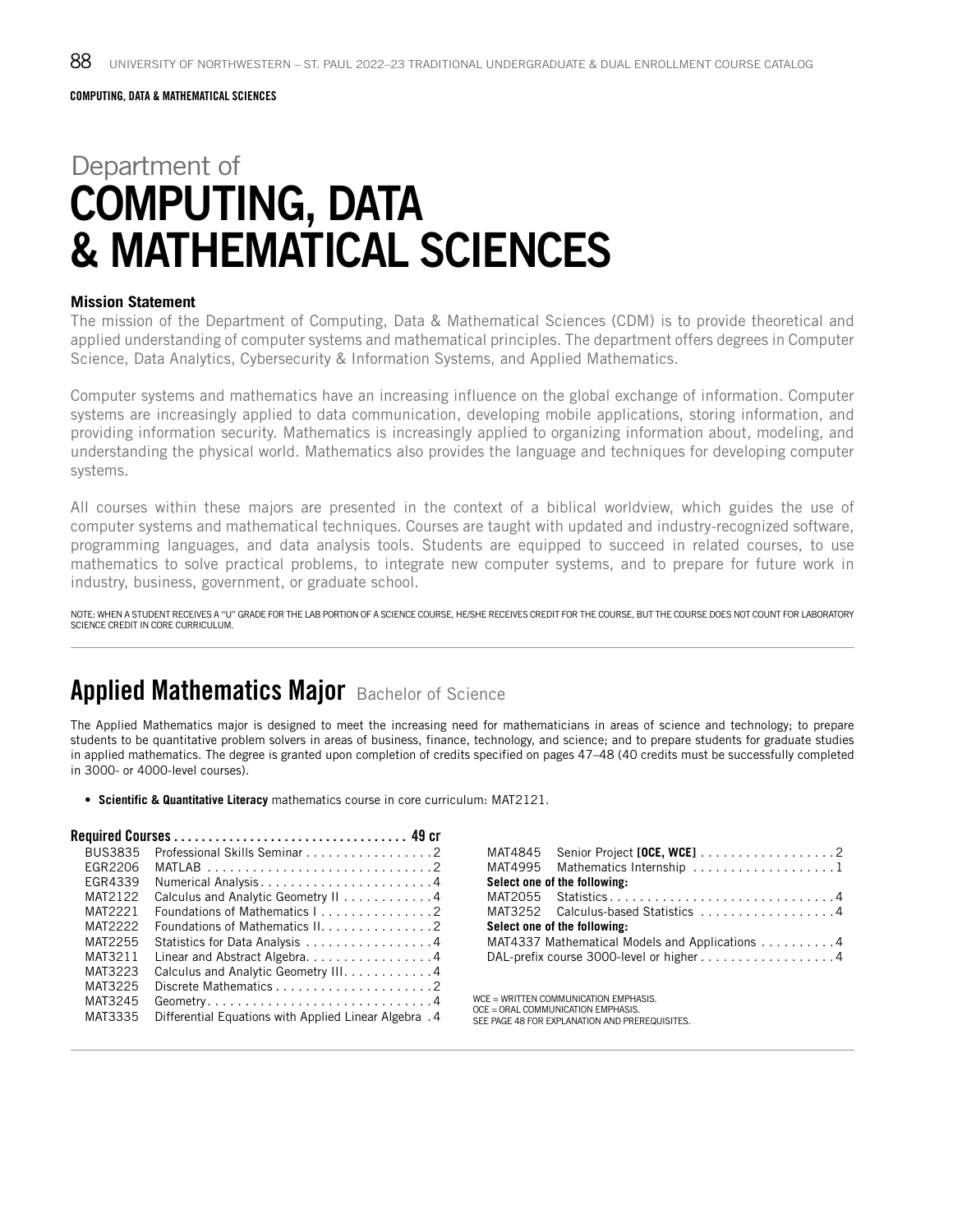COMPUTING, DATA & MATHEMATICAL SCIENCES

# Department of COMPUTING, DATA & MATHEMATICAL SCIENCES

**Mission Statement**

The mission of the Department of Computing, Data & Mathematical Sciences (CDM) is to provide theoretical and applied understanding of computer systems and mathematical principles. The department offers degrees in Computer Science, Data Analytics, Cybersecurity & Information Systems, and Applied Mathematics.

Computer systems and mathematics have an increasing influence on the global exchange of information. Computer systems are increasingly applied to data communication, developing mobile applications, storing information, and providing information security. Mathematics is increasingly applied to organizing information about, modeling, and understanding the physical world. Mathematics also provides the language and techniques for developing computer systems.

All courses within these majors are presented in the context of a biblical worldview, which guides the use of computer systems and mathematical techniques. Courses are taught with updated and industry-recognized software, programming languages, and data analysis tools. Students are equipped to succeed in related courses, to use mathematics to solve practical problems, to integrate new computer systems, and to prepare for future work in industry, business, government, or graduate school.

NOTE: WHEN A STUDENT RECEIVES A "U" GRADE FOR THE LAB PORTION OF A SCIENCE COURSE, HE/SHE RECEIVES CREDIT FOR THE COURSE, BUT THE COURSE DOES NOT COUNT FOR LABORATORY SCIENCE CREDIT IN CORE CURRICULUM.

## Applied Mathematics Major Bachelor of Science

The Applied Mathematics major is designed to meet the increasing need for mathematicians in areas of science and technology; to prepare students to be quantitative problem solvers in areas of business, finance, technology, and science; and to prepare students for graduate studies in applied mathematics. The degree is granted upon completion of credits specified on pages 47–48 (40 credits must be successfully completed in 3000- or 4000-level courses).

- **Scientific & Quantitative Literacy** mathematics course in core curriculum: MAT2121.

**Required Courses .................................. 49 cr**

| Course | Title | Credits |
|---|---|---|
| BUS3835 | Professional Skills Seminar | 2 |
| EGR2206 | MATLAB | 2 |
| EGR4339 | Numerical Analysis | 4 |
| MAT2122 | Calculus and Analytic Geometry II | 4 |
| MAT2221 | Foundations of Mathematics I | 2 |
| MAT2222 | Foundations of Mathematics II | 2 |
| MAT2255 | Statistics for Data Analysis | 4 |
| MAT3211 | Linear and Abstract Algebra | 4 |
| MAT3223 | Calculus and Analytic Geometry III | 4 |
| MAT3225 | Discrete Mathematics | 2 |
| MAT3245 | Geometry | 4 |
| MAT3335 | Differential Equations with Applied Linear Algebra | 4 |
| MAT4845 | Senior Project **[OCE, WCE]** | 2 |
| MAT4995 | Mathematics Internship | 1 |
| **Select one of the following:** | | |
| MAT2055 | Statistics | 4 |
| MAT3252 | Calculus-based Statistics | 4 |
| **Select one of the following:** | | |
| MAT4337 | Mathematical Models and Applications | 4 |
| | DAL-prefix course 3000-level or higher | 4 |

WCE = WRITTEN COMMUNICATION EMPHASIS.
OCE = ORAL COMMUNICATION EMPHASIS.
SEE PAGE 48 FOR EXPLANATION AND PREREQUISITES.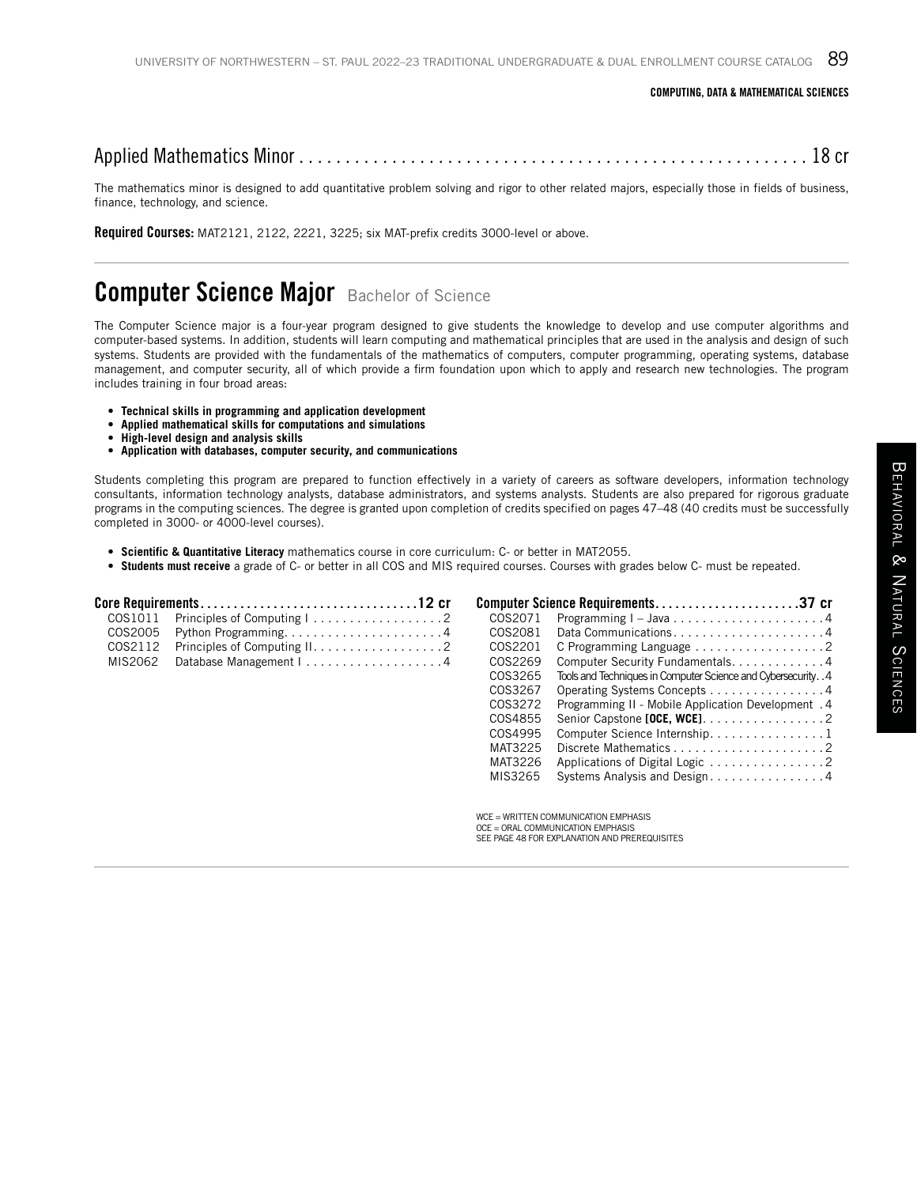## Applied Mathematics Minor ... 18 cr

The mathematics minor is designed to add quantitative problem solving and rigor to other related majors, especially those in fields of business, finance, technology, and science.

**Required Courses:** MAT2121, 2122, 2221, 3225; six MAT-prefix credits 3000-level or above.

---

# Computer Science Major Bachelor of Science

The Computer Science major is a four-year program designed to give students the knowledge to develop and use computer algorithms and computer-based systems. In addition, students will learn computing and mathematical principles that are used in the analysis and design of such systems. Students are provided with the fundamentals of the mathematics of computers, computer programming, operating systems, database management, and computer security, all of which provide a firm foundation upon which to apply and research new technologies. The program includes training in four broad areas:

- **Technical skills in programming and application development**
- **Applied mathematical skills for computations and simulations**
- **High-level design and analysis skills**
- **Application with databases, computer security, and communications**

Students completing this program are prepared to function effectively in a variety of careers as software developers, information technology consultants, information technology analysts, database administrators, and systems analysts. Students are also prepared for rigorous graduate programs in the computing sciences. The degree is granted upon completion of credits specified on pages 47–48 (40 credits must be successfully completed in 3000- or 4000-level courses).

- **Scientific & Quantitative Literacy** mathematics course in core curriculum: C- or better in MAT2055.
- **Students must receive** a grade of C- or better in all COS and MIS required courses. Courses with grades below C- must be repeated.

| **Core Requirements** | | **12 cr** |
|---|---|---|
| COS1011 | Principles of Computing I | 2 |
| COS2005 | Python Programming | 4 |
| COS2112 | Principles of Computing II | 2 |
| MIS2062 | Database Management I | 4 |

| **Computer Science Requirements** | | **37 cr** |
|---|---|---|
| COS2071 | Programming I – Java | 4 |
| COS2081 | Data Communications | 4 |
| COS2201 | C Programming Language | 2 |
| COS2269 | Computer Security Fundamentals | 4 |
| COS3265 | Tools and Techniques in Computer Science and Cybersecurity | 4 |
| COS3267 | Operating Systems Concepts | 4 |
| COS3272 | Programming II - Mobile Application Development | 4 |
| COS4855 | Senior Capstone **[OCE, WCE]** | 2 |
| COS4995 | Computer Science Internship | 1 |
| MAT3225 | Discrete Mathematics | 2 |
| MAT3226 | Applications of Digital Logic | 2 |
| MIS3265 | Systems Analysis and Design | 4 |

WCE = WRITTEN COMMUNICATION EMPHASIS
OCE = ORAL COMMUNICATION EMPHASIS
SEE PAGE 48 FOR EXPLANATION AND PREREQUISITES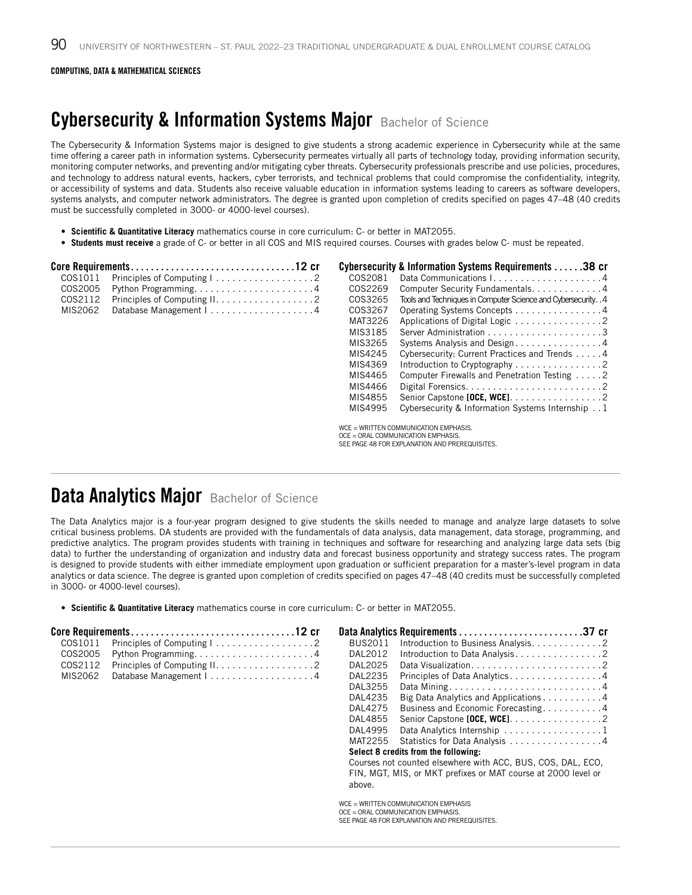**COMPUTING, DATA & MATHEMATICAL SCIENCES**

# Cybersecurity & Information Systems Major Bachelor of Science

The Cybersecurity & Information Systems major is designed to give students a strong academic experience in Cybersecurity while at the same time offering a career path in information systems. Cybersecurity permeates virtually all parts of technology today, providing information security, monitoring computer networks, and preventing and/or mitigating cyber threats. Cybersecurity professionals prescribe and use policies, procedures, and technology to address natural events, hackers, cyber terrorists, and technical problems that could compromise the confidentiality, integrity, or accessibility of systems and data. Students also receive valuable education in information systems leading to careers as software developers, systems analysts, and computer network administrators. The degree is granted upon completion of credits specified on pages 47–48 (40 credits must be successfully completed in 3000- or 4000-level courses).

- **Scientific & Quantitative Literacy** mathematics course in core curriculum: C- or better in MAT2055.
- **Students must receive** a grade of C- or better in all COS and MIS required courses. Courses with grades below C- must be repeated.

**Core Requirements . . . . . . . . 12 cr**

| Course | Title | Credits |
|---|---|---|
| COS1011 | Principles of Computing I | 2 |
| COS2005 | Python Programming | 4 |
| COS2112 | Principles of Computing II | 2 |
| MIS2062 | Database Management I | 4 |

**Cybersecurity & Information Systems Requirements . . . . . . 38 cr**

| Course | Title | Credits |
|---|---|---|
| COS2081 | Data Communications I | 4 |
| COS2269 | Computer Security Fundamentals | 4 |
| COS3265 | Tools and Techniques in Computer Science and Cybersecurity | 4 |
| COS3267 | Operating Systems Concepts | 4 |
| MAT3226 | Applications of Digital Logic | 2 |
| MIS3185 | Server Administration | 3 |
| MIS3265 | Systems Analysis and Design | 4 |
| MIS4245 | Cybersecurity: Current Practices and Trends | 4 |
| MIS4369 | Introduction to Cryptography | 2 |
| MIS4465 | Computer Firewalls and Penetration Testing | 2 |
| MIS4466 | Digital Forensics | 2 |
| MIS4855 | Senior Capstone **[OCE, WCE]** | 2 |
| MIS4995 | Cybersecurity & Information Systems Internship | 1 |

WCE = WRITTEN COMMUNICATION EMPHASIS.
OCE = ORAL COMMUNICATION EMPHASIS.
SEE PAGE 48 FOR EXPLANATION AND PREREQUISITES.

# Data Analytics Major Bachelor of Science

The Data Analytics major is a four-year program designed to give students the skills needed to manage and analyze large datasets to solve critical business problems. DA students are provided with the fundamentals of data analysis, data management, data storage, programming, and predictive analytics. The program provides students with training in techniques and software for researching and analyzing large data sets (big data) to further the understanding of organization and industry data and forecast business opportunity and strategy success rates. The program is designed to provide students with either immediate employment upon graduation or sufficient preparation for a master's-level program in data analytics or data science. The degree is granted upon completion of credits specified on pages 47–48 (40 credits must be successfully completed in 3000- or 4000-level courses).

- **Scientific & Quantitative Literacy** mathematics course in core curriculum: C- or better in MAT2055.

**Core Requirements . . . . . . . . 12 cr**

| Course | Title | Credits |
|---|---|---|
| COS1011 | Principles of Computing I | 2 |
| COS2005 | Python Programming | 4 |
| COS2112 | Principles of Computing II | 2 |
| MIS2062 | Database Management I | 4 |

**Data Analytics Requirements . . . . . . . . 37 cr**

| Course | Title | Credits |
|---|---|---|
| BUS2011 | Introduction to Business Analysis | 2 |
| DAL2012 | Introduction to Data Analysis | 2 |
| DAL2025 | Data Visualization | 2 |
| DAL2235 | Principles of Data Analytics | 4 |
| DAL3255 | Data Mining | 4 |
| DAL4235 | Big Data Analytics and Applications | 4 |
| DAL4275 | Business and Economic Forecasting | 4 |
| DAL4855 | Senior Capstone **[OCE, WCE]** | 2 |
| DAL4995 | Data Analytics Internship | 1 |
| MAT2255 | Statistics for Data Analysis | 4 |

**Select 8 credits from the following:**
Courses not counted elsewhere with ACC, BUS, COS, DAL, ECO, FIN, MGT, MIS, or MKT prefixes or MAT course at 2000 level or above.

WCE = WRITTEN COMMUNICATION EMPHASIS
OCE = ORAL COMMUNICATION EMPHASIS.
SEE PAGE 48 FOR EXPLANATION AND PREREQUISITES.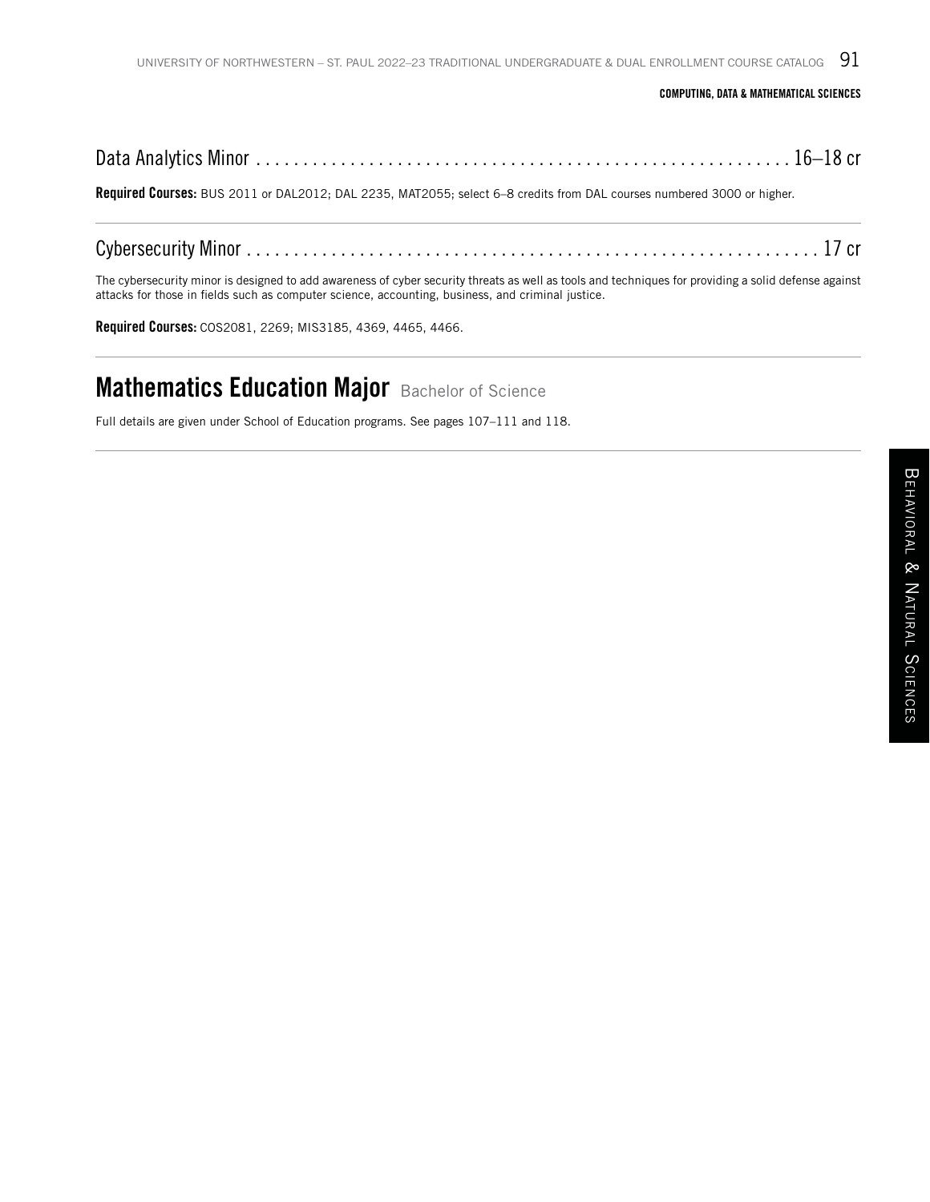## Data Analytics Minor . . . . . . . . . . . . . . . . . . . . . . . . . . . . . . . . . . . . . . . . . . . . . . . . . . . . . . . . . . . 16–18 cr

**Required Courses:** BUS 2011 or DAL2012; DAL 2235, MAT2055; select 6–8 credits from DAL courses numbered 3000 or higher.

---

## Cybersecurity Minor . . . . . . . . . . . . . . . . . . . . . . . . . . . . . . . . . . . . . . . . . . . . . . . . . . . . . . . . . . . . 17 cr

The cybersecurity minor is designed to add awareness of cyber security threats as well as tools and techniques for providing a solid defense against attacks for those in fields such as computer science, accounting, business, and criminal justice.

**Required Courses:** COS2081, 2269; MIS3185, 4369, 4465, 4466.

---

# Mathematics Education Major Bachelor of Science

Full details are given under School of Education programs. See pages 107–111 and 118.

---